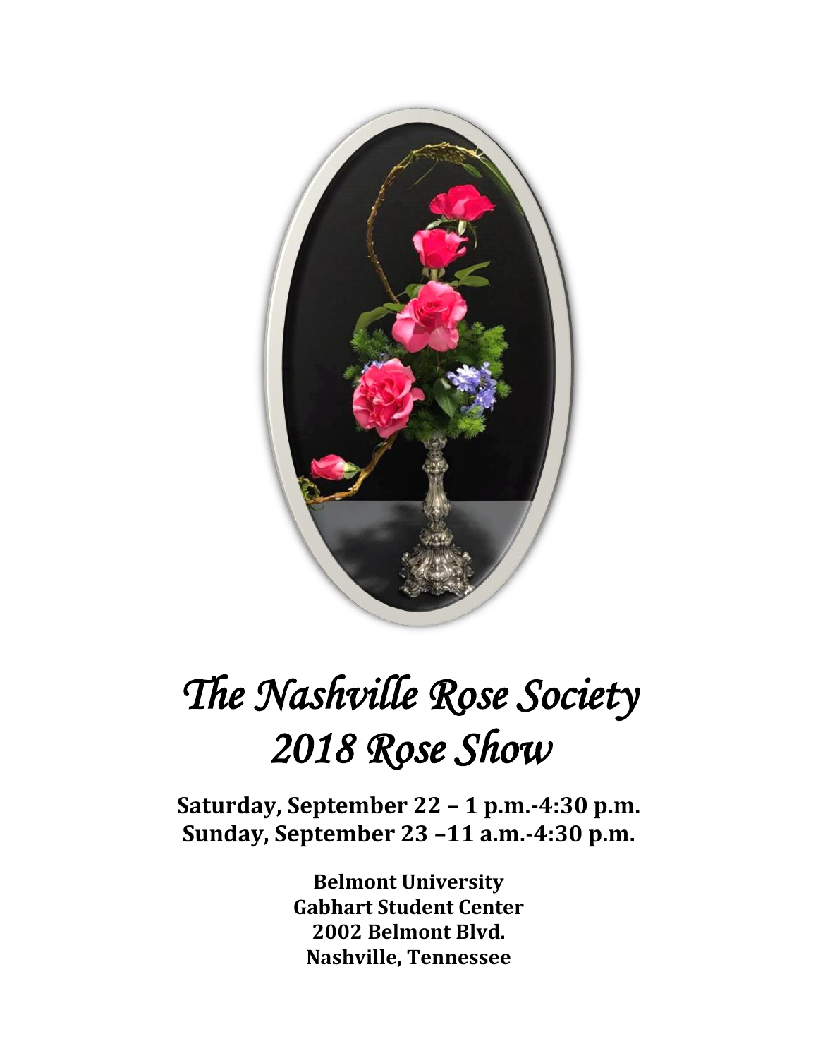# *The Nashville Rose Society 2018 Rose Show*

**Saturday, September 22 – 1 p.m.-4:30 p.m.**
**Sunday, September 23 –11 a.m.-4:30 p.m.**

**Belmont University**
**Gabhart Student Center**
**2002 Belmont Blvd.**
**Nashville, Tennessee**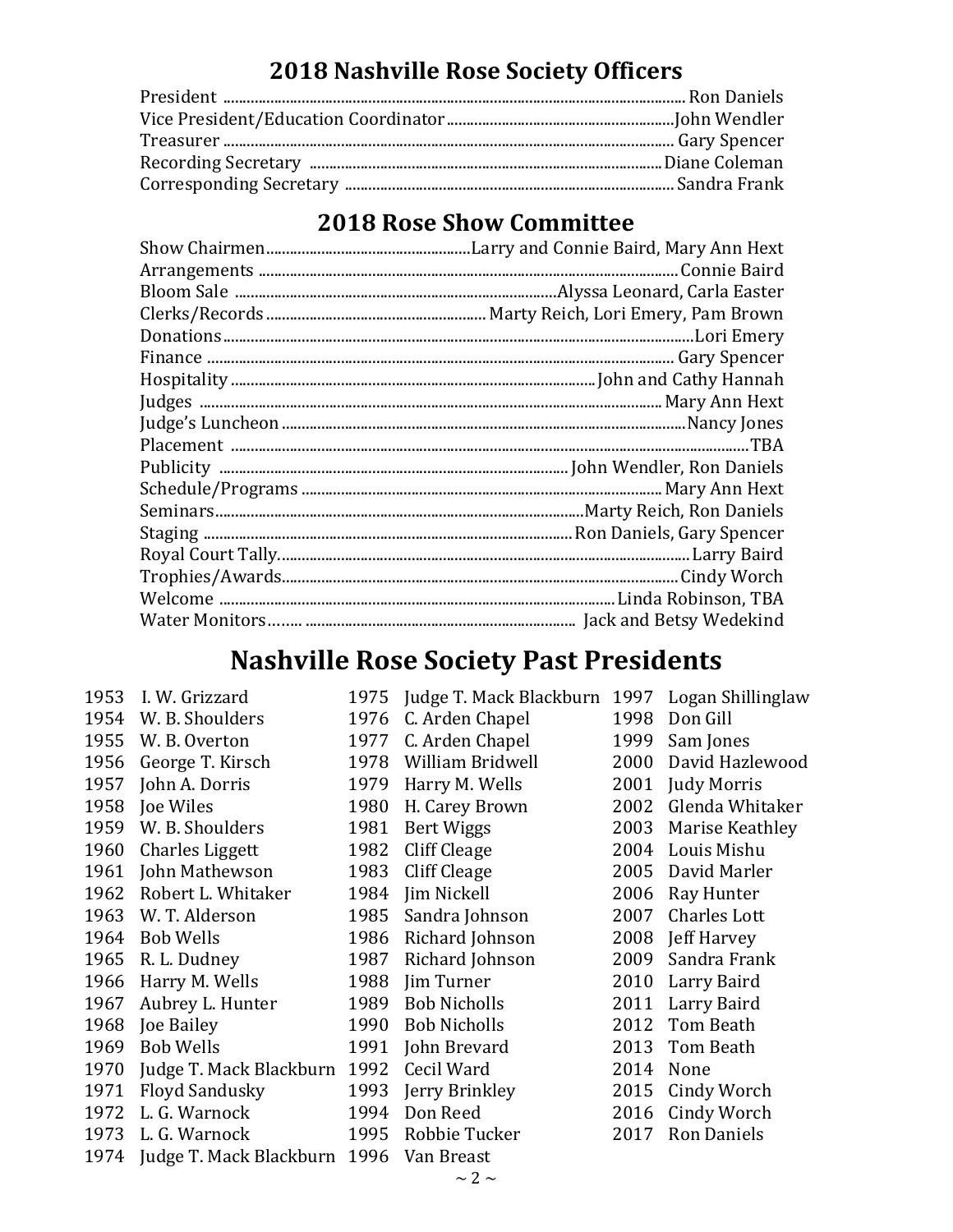## 2018 Nashville Rose Society Officers

| | |
|---|---|
| President | Ron Daniels |
| Vice President/Education Coordinator | John Wendler |
| Treasurer | Gary Spencer |
| Recording Secretary | Diane Coleman |
| Corresponding Secretary | Sandra Frank |

## 2018 Rose Show Committee

| | |
|---|---|
| Show Chairmen | Larry and Connie Baird, Mary Ann Hext |
| Arrangements | Connie Baird |
| Bloom Sale | Alyssa Leonard, Carla Easter |
| Clerks/Records | Marty Reich, Lori Emery, Pam Brown |
| Donations | Lori Emery |
| Finance | Gary Spencer |
| Hospitality | John and Cathy Hannah |
| Judges | Mary Ann Hext |
| Judge's Luncheon | Nancy Jones |
| Placement | TBA |
| Publicity | John Wendler, Ron Daniels |
| Schedule/Programs | Mary Ann Hext |
| Seminars | Marty Reich, Ron Daniels |
| Staging | Ron Daniels, Gary Spencer |
| Royal Court Tally | Larry Baird |
| Trophies/Awards | Cindy Worch |
| Welcome | Linda Robinson, TBA |
| Water Monitors | Jack and Betsy Wedekind |

## Nashville Rose Society Past Presidents

| | |
|---|---|
| 1953 | I. W. Grizzard |
| 1954 | W. B. Shoulders |
| 1955 | W. B. Overton |
| 1956 | George T. Kirsch |
| 1957 | John A. Dorris |
| 1958 | Joe Wiles |
| 1959 | W. B. Shoulders |
| 1960 | Charles Liggett |
| 1961 | John Mathewson |
| 1962 | Robert L. Whitaker |
| 1963 | W. T. Alderson |
| 1964 | Bob Wells |
| 1965 | R. L. Dudney |
| 1966 | Harry M. Wells |
| 1967 | Aubrey L. Hunter |
| 1968 | Joe Bailey |
| 1969 | Bob Wells |
| 1970 | Judge T. Mack Blackburn |
| 1971 | Floyd Sandusky |
| 1972 | L. G. Warnock |
| 1973 | L. G. Warnock |
| 1974 | Judge T. Mack Blackburn |
| 1975 | Judge T. Mack Blackburn |
| 1976 | C. Arden Chapel |
| 1977 | C. Arden Chapel |
| 1978 | William Bridwell |
| 1979 | Harry M. Wells |
| 1980 | H. Carey Brown |
| 1981 | Bert Wiggs |
| 1982 | Cliff Cleage |
| 1983 | Cliff Cleage |
| 1984 | Jim Nickell |
| 1985 | Sandra Johnson |
| 1986 | Richard Johnson |
| 1987 | Richard Johnson |
| 1988 | Jim Turner |
| 1989 | Bob Nicholls |
| 1990 | Bob Nicholls |
| 1991 | John Brevard |
| 1992 | Cecil Ward |
| 1993 | Jerry Brinkley |
| 1994 | Don Reed |
| 1995 | Robbie Tucker |
| 1996 | Van Breast |
| 1997 | Logan Shillinglaw |
| 1998 | Don Gill |
| 1999 | Sam Jones |
| 2000 | David Hazlewood |
| 2001 | Judy Morris |
| 2002 | Glenda Whitaker |
| 2003 | Marise Keathley |
| 2004 | Louis Mishu |
| 2005 | David Marler |
| 2006 | Ray Hunter |
| 2007 | Charles Lott |
| 2008 | Jeff Harvey |
| 2009 | Sandra Frank |
| 2010 | Larry Baird |
| 2011 | Larry Baird |
| 2012 | Tom Beath |
| 2013 | Tom Beath |
| 2014 | None |
| 2015 | Cindy Worch |
| 2016 | Cindy Worch |
| 2017 | Ron Daniels |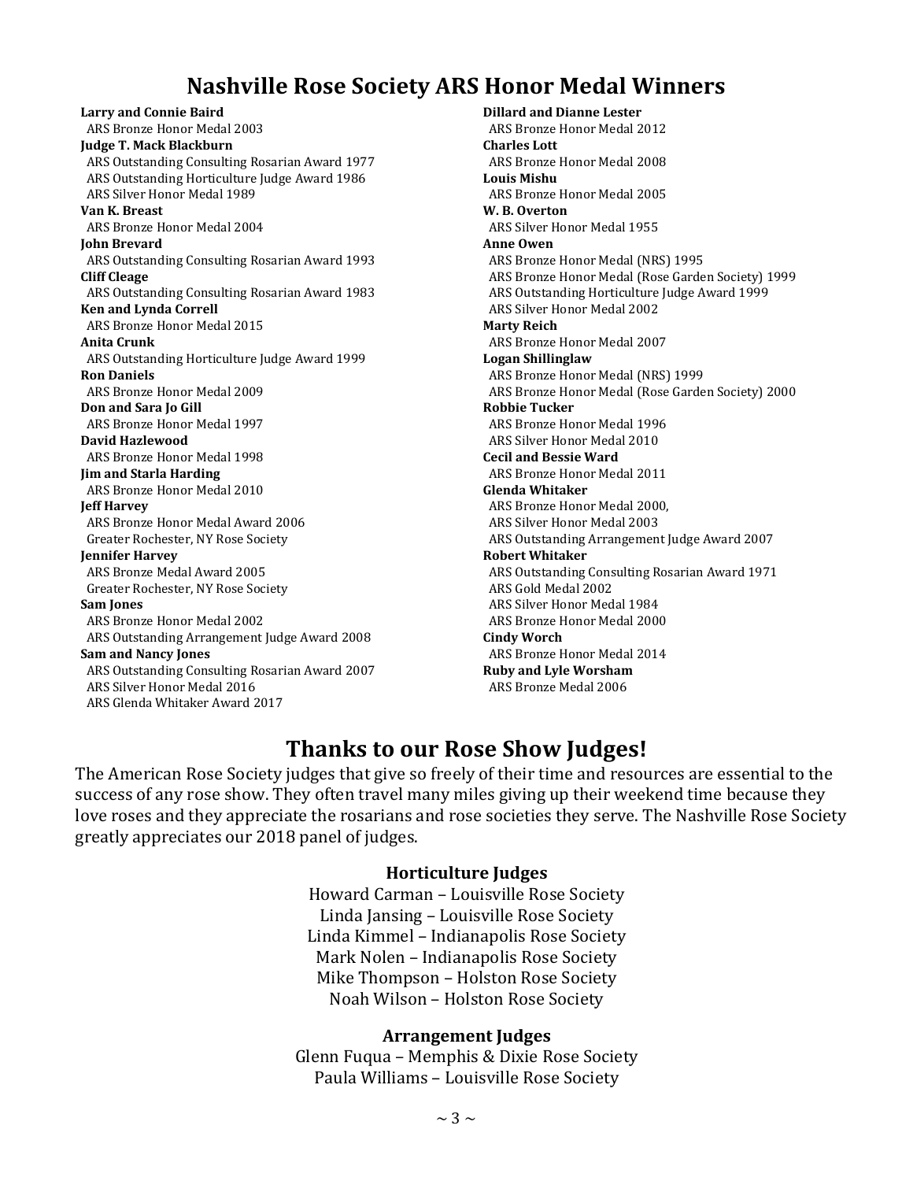# Nashville Rose Society ARS Honor Medal Winners

**Larry and Connie Baird**
ARS Bronze Honor Medal 2003

**Judge T. Mack Blackburn**
ARS Outstanding Consulting Rosarian Award 1977
ARS Outstanding Horticulture Judge Award 1986
ARS Silver Honor Medal 1989

**Van K. Breast**
ARS Bronze Honor Medal 2004

**John Brevard**
ARS Outstanding Consulting Rosarian Award 1993

**Cliff Cleage**
ARS Outstanding Consulting Rosarian Award 1983

**Ken and Lynda Correll**
ARS Bronze Honor Medal 2015

**Anita Crunk**
ARS Outstanding Horticulture Judge Award 1999

**Ron Daniels**
ARS Bronze Honor Medal 2009

**Don and Sara Jo Gill**
ARS Bronze Honor Medal 1997

**David Hazlewood**
ARS Bronze Honor Medal 1998

**Jim and Starla Harding**
ARS Bronze Honor Medal 2010

**Jeff Harvey**
ARS Bronze Honor Medal Award 2006
Greater Rochester, NY Rose Society

**Jennifer Harvey**
ARS Bronze Medal Award 2005
Greater Rochester, NY Rose Society

**Sam Jones**
ARS Bronze Honor Medal 2002
ARS Outstanding Arrangement Judge Award 2008

**Sam and Nancy Jones**
ARS Outstanding Consulting Rosarian Award 2007
ARS Silver Honor Medal 2016
ARS Glenda Whitaker Award 2017

**Dillard and Dianne Lester**
ARS Bronze Honor Medal 2012

**Charles Lott**
ARS Bronze Honor Medal 2008

**Louis Mishu**
ARS Bronze Honor Medal 2005

**W. B. Overton**
ARS Silver Honor Medal 1955

**Anne Owen**
ARS Bronze Honor Medal (NRS) 1995
ARS Bronze Honor Medal (Rose Garden Society) 1999
ARS Outstanding Horticulture Judge Award 1999
ARS Silver Honor Medal 2002

**Marty Reich**
ARS Bronze Honor Medal 2007

**Logan Shillinglaw**
ARS Bronze Honor Medal (NRS) 1999
ARS Bronze Honor Medal (Rose Garden Society) 2000

**Robbie Tucker**
ARS Bronze Honor Medal 1996
ARS Silver Honor Medal 2010

**Cecil and Bessie Ward**
ARS Bronze Honor Medal 2011

**Glenda Whitaker**
ARS Bronze Honor Medal 2000,
ARS Silver Honor Medal 2003
ARS Outstanding Arrangement Judge Award 2007

**Robert Whitaker**
ARS Outstanding Consulting Rosarian Award 1971
ARS Gold Medal 2002
ARS Silver Honor Medal 1984
ARS Bronze Honor Medal 2000

**Cindy Worch**
ARS Bronze Honor Medal 2014

**Ruby and Lyle Worsham**
ARS Bronze Medal 2006

# Thanks to our Rose Show Judges!

The American Rose Society judges that give so freely of their time and resources are essential to the success of any rose show. They often travel many miles giving up their weekend time because they love roses and they appreciate the rosarians and rose societies they serve. The Nashville Rose Society greatly appreciates our 2018 panel of judges.

### Horticulture Judges

Howard Carman – Louisville Rose Society
Linda Jansing – Louisville Rose Society
Linda Kimmel – Indianapolis Rose Society
Mark Nolen – Indianapolis Rose Society
Mike Thompson – Holston Rose Society
Noah Wilson – Holston Rose Society

### Arrangement Judges

Glenn Fuqua – Memphis & Dixie Rose Society
Paula Williams – Louisville Rose Society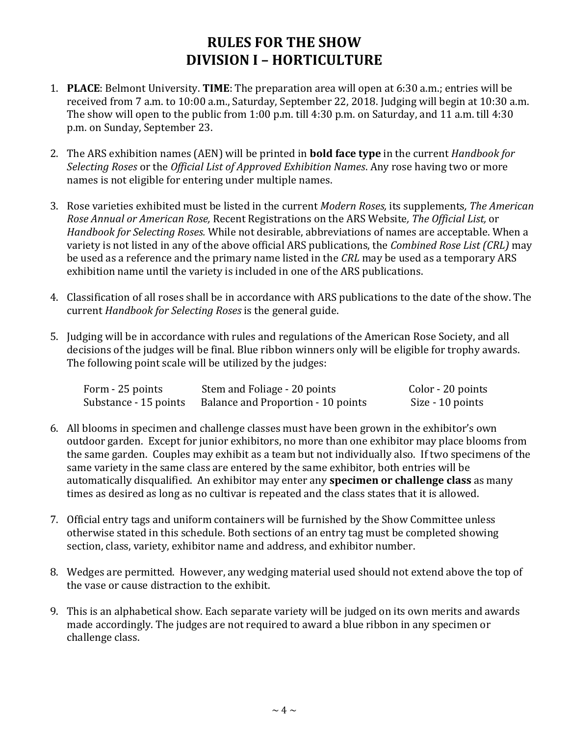# RULES FOR THE SHOW
# DIVISION I – HORTICULTURE

1. **PLACE**: Belmont University. **TIME**: The preparation area will open at 6:30 a.m.; entries will be received from 7 a.m. to 10:00 a.m., Saturday, September 22, 2018. Judging will begin at 10:30 a.m. The show will open to the public from 1:00 p.m. till 4:30 p.m. on Saturday, and 11 a.m. till 4:30 p.m. on Sunday, September 23.

2. The ARS exhibition names (AEN) will be printed in **bold face type** in the current *Handbook for Selecting Roses* or the *Official List of Approved Exhibition Names*. Any rose having two or more names is not eligible for entering under multiple names.

3. Rose varieties exhibited must be listed in the current *Modern Roses,* its supplements*, The American Rose Annual or American Rose,* Recent Registrations on the ARS Website*, The Official List,* or *Handbook for Selecting Roses.* While not desirable, abbreviations of names are acceptable. When a variety is not listed in any of the above official ARS publications, the *Combined Rose List (CRL)* may be used as a reference and the primary name listed in the *CRL* may be used as a temporary ARS exhibition name until the variety is included in one of the ARS publications.

4. Classification of all roses shall be in accordance with ARS publications to the date of the show. The current *Handbook for Selecting Roses* is the general guide.

5. Judging will be in accordance with rules and regulations of the American Rose Society, and all decisions of the judges will be final. Blue ribbon winners only will be eligible for trophy awards. The following point scale will be utilized by the judges:

| | | |
|---|---|---|
| Form - 25 points | Stem and Foliage - 20 points | Color - 20 points |
| Substance - 15 points | Balance and Proportion - 10 points | Size - 10 points |

6. All blooms in specimen and challenge classes must have been grown in the exhibitor's own outdoor garden. Except for junior exhibitors, no more than one exhibitor may place blooms from the same garden. Couples may exhibit as a team but not individually also. If two specimens of the same variety in the same class are entered by the same exhibitor, both entries will be automatically disqualified. An exhibitor may enter any **specimen or challenge class** as many times as desired as long as no cultivar is repeated and the class states that it is allowed.

7. Official entry tags and uniform containers will be furnished by the Show Committee unless otherwise stated in this schedule. Both sections of an entry tag must be completed showing section, class, variety, exhibitor name and address, and exhibitor number.

8. Wedges are permitted. However, any wedging material used should not extend above the top of the vase or cause distraction to the exhibit.

9. This is an alphabetical show. Each separate variety will be judged on its own merits and awards made accordingly. The judges are not required to award a blue ribbon in any specimen or challenge class.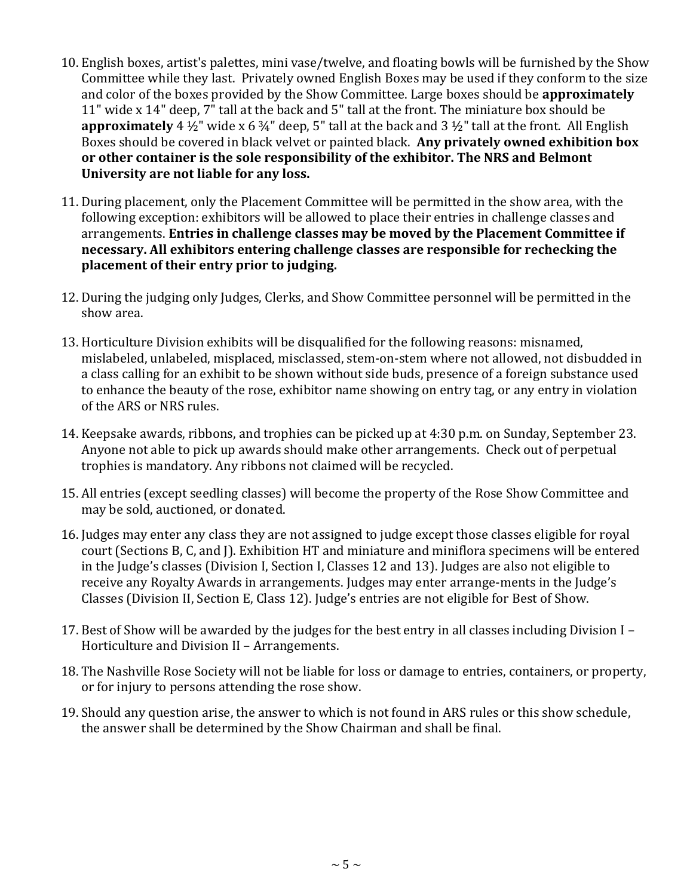10. English boxes, artist's palettes, mini vase/twelve, and floating bowls will be furnished by the Show Committee while they last. Privately owned English Boxes may be used if they conform to the size and color of the boxes provided by the Show Committee. Large boxes should be **approximately** 11" wide x 14" deep, 7" tall at the back and 5" tall at the front. The miniature box should be **approximately** 4 ½" wide x 6 ¾" deep, 5" tall at the back and 3 ½" tall at the front. All English Boxes should be covered in black velvet or painted black. **Any privately owned exhibition box or other container is the sole responsibility of the exhibitor. The NRS and Belmont University are not liable for any loss.**

11. During placement, only the Placement Committee will be permitted in the show area, with the following exception: exhibitors will be allowed to place their entries in challenge classes and arrangements. **Entries in challenge classes may be moved by the Placement Committee if necessary. All exhibitors entering challenge classes are responsible for rechecking the placement of their entry prior to judging.**

12. During the judging only Judges, Clerks, and Show Committee personnel will be permitted in the show area.

13. Horticulture Division exhibits will be disqualified for the following reasons: misnamed, mislabeled, unlabeled, misplaced, misclassed, stem-on-stem where not allowed, not disbudded in a class calling for an exhibit to be shown without side buds, presence of a foreign substance used to enhance the beauty of the rose, exhibitor name showing on entry tag, or any entry in violation of the ARS or NRS rules.

14. Keepsake awards, ribbons, and trophies can be picked up at 4:30 p.m. on Sunday, September 23. Anyone not able to pick up awards should make other arrangements. Check out of perpetual trophies is mandatory. Any ribbons not claimed will be recycled.

15. All entries (except seedling classes) will become the property of the Rose Show Committee and may be sold, auctioned, or donated.

16. Judges may enter any class they are not assigned to judge except those classes eligible for royal court (Sections B, C, and J). Exhibition HT and miniature and miniflora specimens will be entered in the Judge's classes (Division I, Section I, Classes 12 and 13). Judges are also not eligible to receive any Royalty Awards in arrangements. Judges may enter arrange-ments in the Judge's Classes (Division II, Section E, Class 12). Judge's entries are not eligible for Best of Show.

17. Best of Show will be awarded by the judges for the best entry in all classes including Division I – Horticulture and Division II – Arrangements.

18. The Nashville Rose Society will not be liable for loss or damage to entries, containers, or property, or for injury to persons attending the rose show.

19. Should any question arise, the answer to which is not found in ARS rules or this show schedule, the answer shall be determined by the Show Chairman and shall be final.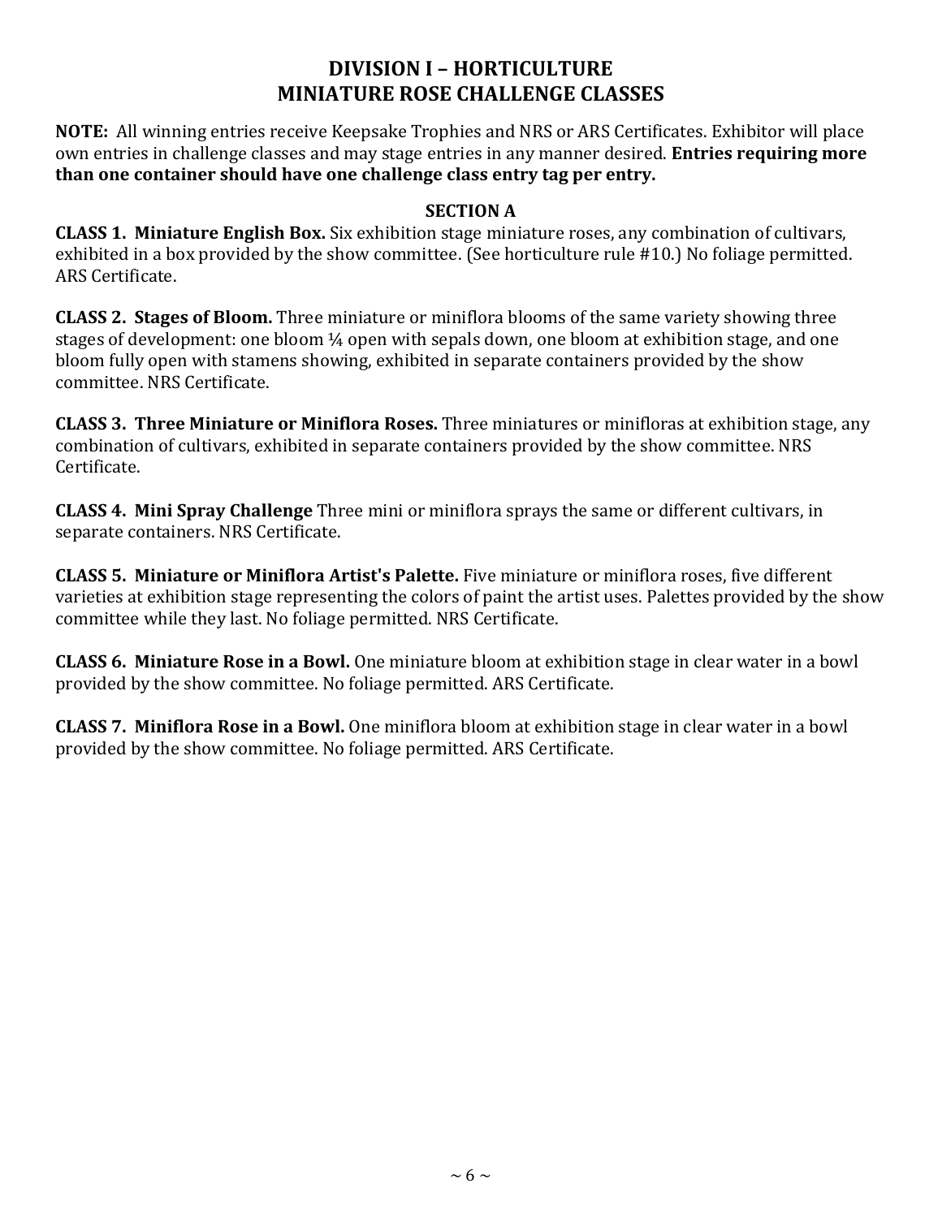# DIVISION I – HORTICULTURE
# MINIATURE ROSE CHALLENGE CLASSES

**NOTE:** All winning entries receive Keepsake Trophies and NRS or ARS Certificates. Exhibitor will place own entries in challenge classes and may stage entries in any manner desired. **Entries requiring more than one container should have one challenge class entry tag per entry.**

## SECTION A

**CLASS 1. Miniature English Box.** Six exhibition stage miniature roses, any combination of cultivars, exhibited in a box provided by the show committee. (See horticulture rule #10.) No foliage permitted. ARS Certificate.

**CLASS 2. Stages of Bloom.** Three miniature or miniflora blooms of the same variety showing three stages of development: one bloom ¼ open with sepals down, one bloom at exhibition stage, and one bloom fully open with stamens showing, exhibited in separate containers provided by the show committee. NRS Certificate.

**CLASS 3. Three Miniature or Miniflora Roses.** Three miniatures or minifloras at exhibition stage, any combination of cultivars, exhibited in separate containers provided by the show committee. NRS Certificate.

**CLASS 4. Mini Spray Challenge** Three mini or miniflora sprays the same or different cultivars, in separate containers. NRS Certificate.

**CLASS 5. Miniature or Miniflora Artist's Palette.** Five miniature or miniflora roses, five different varieties at exhibition stage representing the colors of paint the artist uses. Palettes provided by the show committee while they last. No foliage permitted. NRS Certificate.

**CLASS 6. Miniature Rose in a Bowl.** One miniature bloom at exhibition stage in clear water in a bowl provided by the show committee. No foliage permitted. ARS Certificate.

**CLASS 7. Miniflora Rose in a Bowl.** One miniflora bloom at exhibition stage in clear water in a bowl provided by the show committee. No foliage permitted. ARS Certificate.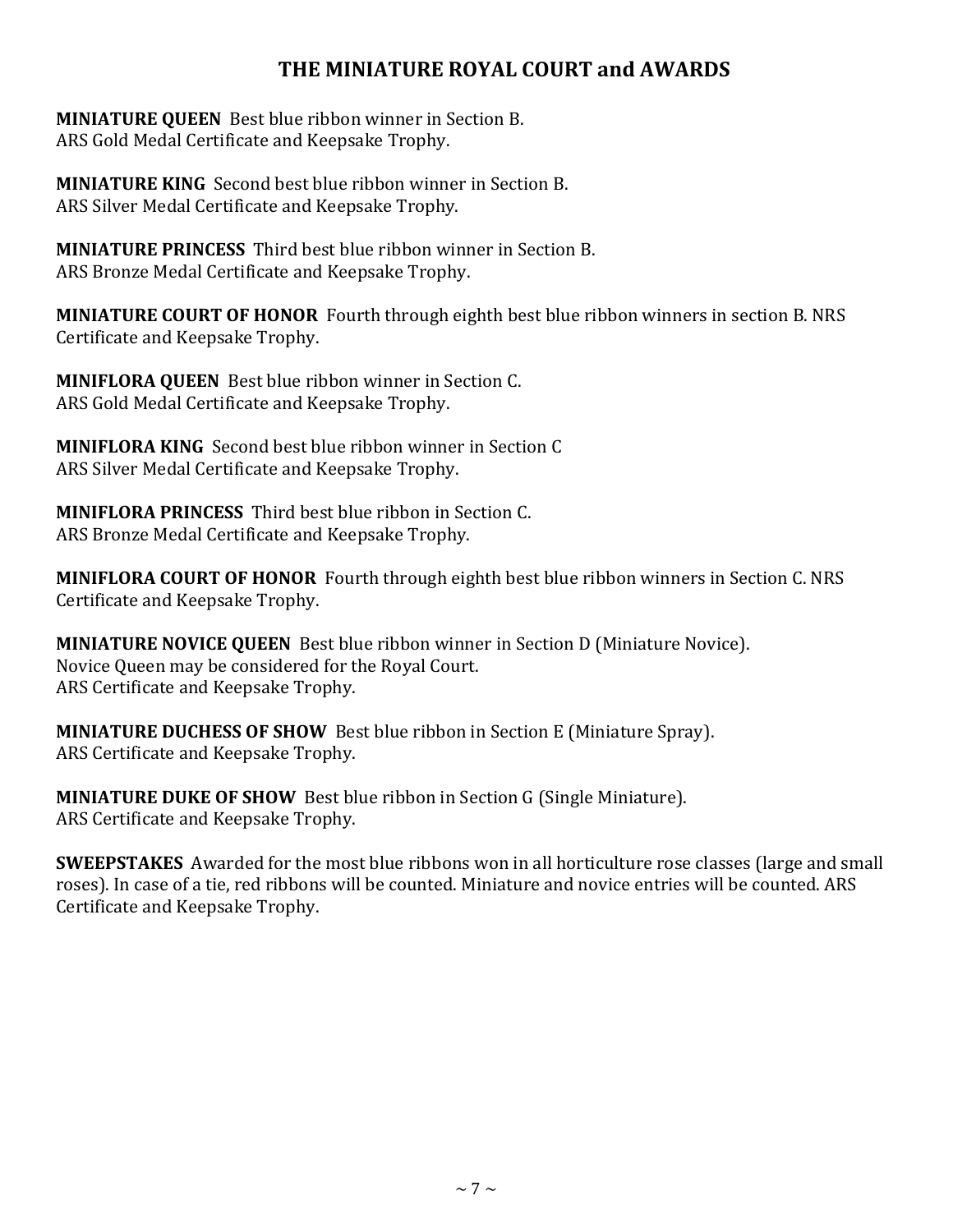## THE MINIATURE ROYAL COURT and AWARDS

**MINIATURE QUEEN** Best blue ribbon winner in Section B.
ARS Gold Medal Certificate and Keepsake Trophy.

**MINIATURE KING** Second best blue ribbon winner in Section B.
ARS Silver Medal Certificate and Keepsake Trophy.

**MINIATURE PRINCESS** Third best blue ribbon winner in Section B.
ARS Bronze Medal Certificate and Keepsake Trophy.

**MINIATURE COURT OF HONOR** Fourth through eighth best blue ribbon winners in section B. NRS Certificate and Keepsake Trophy.

**MINIFLORA QUEEN** Best blue ribbon winner in Section C.
ARS Gold Medal Certificate and Keepsake Trophy.

**MINIFLORA KING** Second best blue ribbon winner in Section C
ARS Silver Medal Certificate and Keepsake Trophy.

**MINIFLORA PRINCESS** Third best blue ribbon in Section C.
ARS Bronze Medal Certificate and Keepsake Trophy.

**MINIFLORA COURT OF HONOR** Fourth through eighth best blue ribbon winners in Section C. NRS Certificate and Keepsake Trophy.

**MINIATURE NOVICE QUEEN** Best blue ribbon winner in Section D (Miniature Novice).
Novice Queen may be considered for the Royal Court.
ARS Certificate and Keepsake Trophy.

**MINIATURE DUCHESS OF SHOW** Best blue ribbon in Section E (Miniature Spray).
ARS Certificate and Keepsake Trophy.

**MINIATURE DUKE OF SHOW** Best blue ribbon in Section G (Single Miniature).
ARS Certificate and Keepsake Trophy.

**SWEEPSTAKES** Awarded for the most blue ribbons won in all horticulture rose classes (large and small roses). In case of a tie, red ribbons will be counted. Miniature and novice entries will be counted. ARS Certificate and Keepsake Trophy.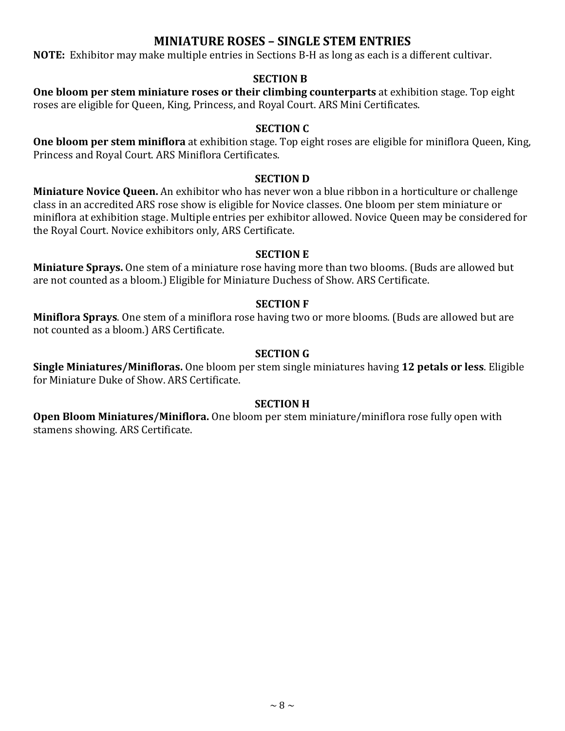## MINIATURE ROSES – SINGLE STEM ENTRIES

**NOTE:** Exhibitor may make multiple entries in Sections B-H as long as each is a different cultivar.

### SECTION B

**One bloom per stem miniature roses or their climbing counterparts** at exhibition stage. Top eight roses are eligible for Queen, King, Princess, and Royal Court. ARS Mini Certificates.

### SECTION C

**One bloom per stem miniflora** at exhibition stage. Top eight roses are eligible for miniflora Queen, King, Princess and Royal Court. ARS Miniflora Certificates.

### SECTION D

**Miniature Novice Queen.** An exhibitor who has never won a blue ribbon in a horticulture or challenge class in an accredited ARS rose show is eligible for Novice classes. One bloom per stem miniature or miniflora at exhibition stage. Multiple entries per exhibitor allowed. Novice Queen may be considered for the Royal Court. Novice exhibitors only, ARS Certificate.

### SECTION E

**Miniature Sprays.** One stem of a miniature rose having more than two blooms. (Buds are allowed but are not counted as a bloom.) Eligible for Miniature Duchess of Show. ARS Certificate.

### SECTION F

**Miniflora Sprays**. One stem of a miniflora rose having two or more blooms. (Buds are allowed but are not counted as a bloom.) ARS Certificate.

### SECTION G

**Single Miniatures/Minifloras.** One bloom per stem single miniatures having **12 petals or less**. Eligible for Miniature Duke of Show. ARS Certificate.

### SECTION H

**Open Bloom Miniatures/Miniflora.** One bloom per stem miniature/miniflora rose fully open with stamens showing. ARS Certificate.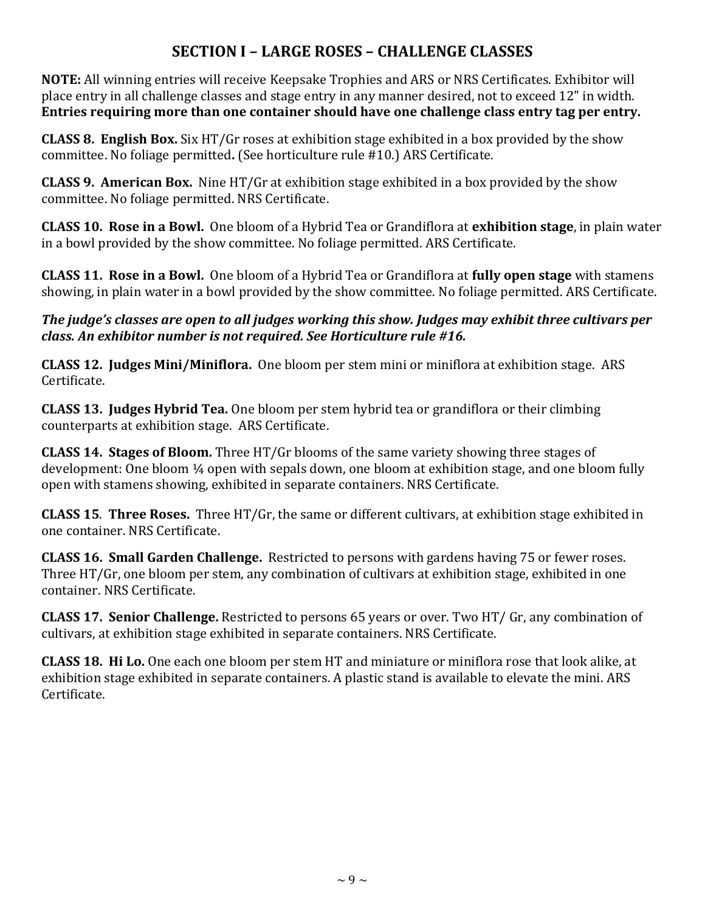## SECTION I – LARGE ROSES – CHALLENGE CLASSES

**NOTE:** All winning entries will receive Keepsake Trophies and ARS or NRS Certificates. Exhibitor will place entry in all challenge classes and stage entry in any manner desired, not to exceed 12" in width. **Entries requiring more than one container should have one challenge class entry tag per entry.**

**CLASS 8. English Box.** Six HT/Gr roses at exhibition stage exhibited in a box provided by the show committee. No foliage permitted**.** (See horticulture rule #10.) ARS Certificate.

**CLASS 9. American Box.** Nine HT/Gr at exhibition stage exhibited in a box provided by the show committee. No foliage permitted. NRS Certificate.

**CLASS 10. Rose in a Bowl.** One bloom of a Hybrid Tea or Grandiflora at **exhibition stage**, in plain water in a bowl provided by the show committee. No foliage permitted. ARS Certificate.

**CLASS 11. Rose in a Bowl.** One bloom of a Hybrid Tea or Grandiflora at **fully open stage** with stamens showing, in plain water in a bowl provided by the show committee. No foliage permitted. ARS Certificate.

***The judge's classes are open to all judges working this show. Judges may exhibit three cultivars per class. An exhibitor number is not required. See Horticulture rule #16.***

**CLASS 12. Judges Mini/Miniflora.** One bloom per stem mini or miniflora at exhibition stage. ARS Certificate.

**CLASS 13. Judges Hybrid Tea.** One bloom per stem hybrid tea or grandiflora or their climbing counterparts at exhibition stage. ARS Certificate.

**CLASS 14. Stages of Bloom.** Three HT/Gr blooms of the same variety showing three stages of development: One bloom ¼ open with sepals down, one bloom at exhibition stage, and one bloom fully open with stamens showing, exhibited in separate containers. NRS Certificate.

**CLASS 15. Three Roses.** Three HT/Gr, the same or different cultivars, at exhibition stage exhibited in one container. NRS Certificate.

**CLASS 16. Small Garden Challenge.** Restricted to persons with gardens having 75 or fewer roses. Three HT/Gr, one bloom per stem, any combination of cultivars at exhibition stage, exhibited in one container. NRS Certificate.

**CLASS 17. Senior Challenge.** Restricted to persons 65 years or over. Two HT/ Gr, any combination of cultivars, at exhibition stage exhibited in separate containers. NRS Certificate.

**CLASS 18. Hi Lo.** One each one bloom per stem HT and miniature or miniflora rose that look alike, at exhibition stage exhibited in separate containers. A plastic stand is available to elevate the mini. ARS Certificate.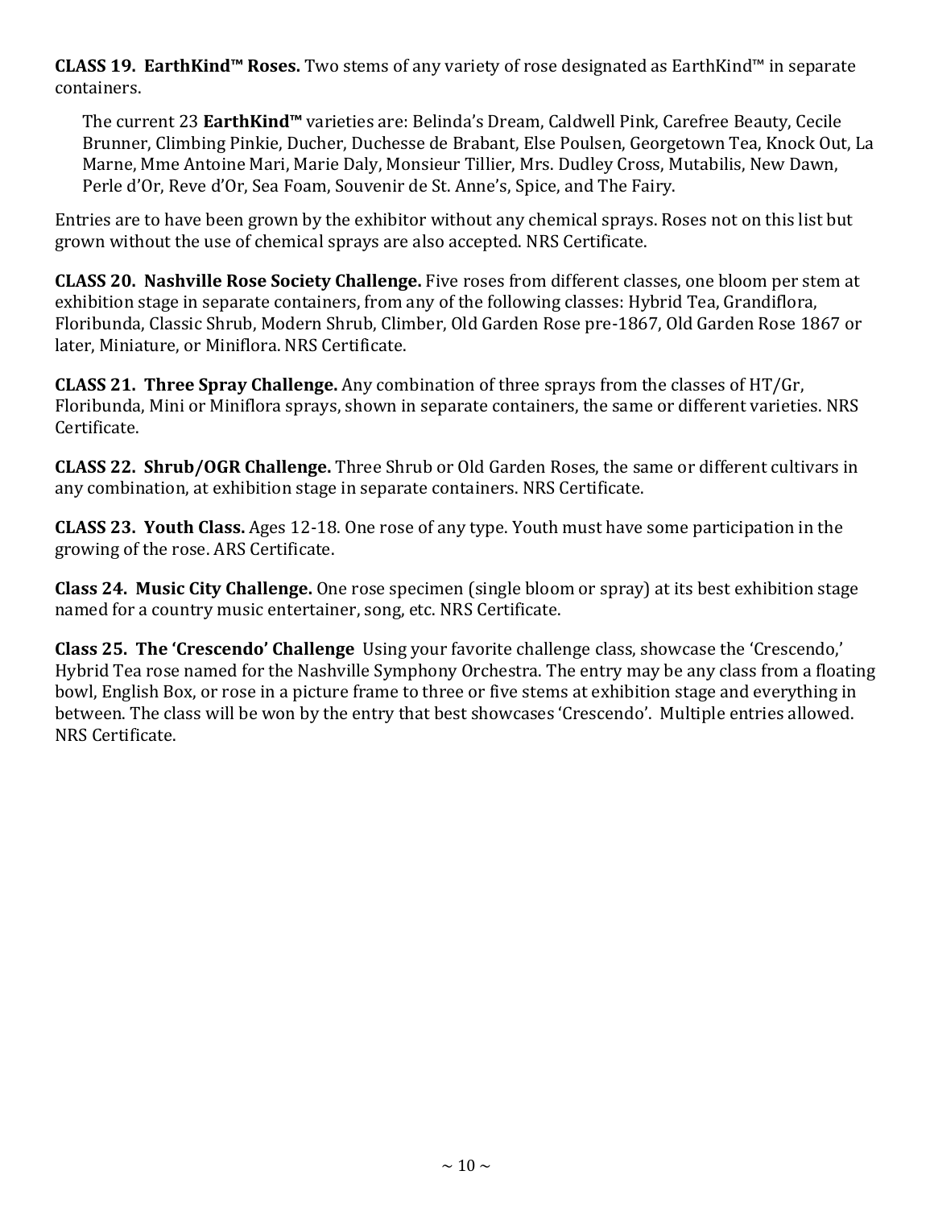**CLASS 19. EarthKind™ Roses.** Two stems of any variety of rose designated as EarthKind™ in separate containers.

> The current 23 **EarthKind™** varieties are: Belinda's Dream, Caldwell Pink, Carefree Beauty, Cecile Brunner, Climbing Pinkie, Ducher, Duchesse de Brabant, Else Poulsen, Georgetown Tea, Knock Out, La Marne, Mme Antoine Mari, Marie Daly, Monsieur Tillier, Mrs. Dudley Cross, Mutabilis, New Dawn, Perle d'Or, Reve d'Or, Sea Foam, Souvenir de St. Anne's, Spice, and The Fairy.

Entries are to have been grown by the exhibitor without any chemical sprays. Roses not on this list but grown without the use of chemical sprays are also accepted. NRS Certificate.

**CLASS 20. Nashville Rose Society Challenge.** Five roses from different classes, one bloom per stem at exhibition stage in separate containers, from any of the following classes: Hybrid Tea, Grandiflora, Floribunda, Classic Shrub, Modern Shrub, Climber, Old Garden Rose pre-1867, Old Garden Rose 1867 or later, Miniature, or Miniflora. NRS Certificate.

**CLASS 21. Three Spray Challenge.** Any combination of three sprays from the classes of HT/Gr, Floribunda, Mini or Miniflora sprays, shown in separate containers, the same or different varieties. NRS Certificate.

**CLASS 22. Shrub/OGR Challenge.** Three Shrub or Old Garden Roses, the same or different cultivars in any combination, at exhibition stage in separate containers. NRS Certificate.

**CLASS 23. Youth Class.** Ages 12-18. One rose of any type. Youth must have some participation in the growing of the rose. ARS Certificate.

**Class 24. Music City Challenge.** One rose specimen (single bloom or spray) at its best exhibition stage named for a country music entertainer, song, etc. NRS Certificate.

**Class 25. The 'Crescendo' Challenge** Using your favorite challenge class, showcase the 'Crescendo,' Hybrid Tea rose named for the Nashville Symphony Orchestra. The entry may be any class from a floating bowl, English Box, or rose in a picture frame to three or five stems at exhibition stage and everything in between. The class will be won by the entry that best showcases 'Crescendo'. Multiple entries allowed. NRS Certificate.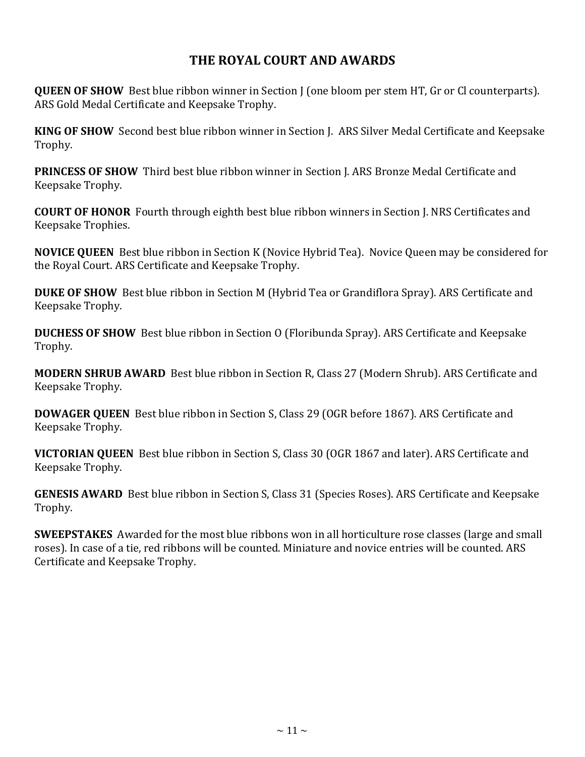# THE ROYAL COURT AND AWARDS

**QUEEN OF SHOW** Best blue ribbon winner in Section J (one bloom per stem HT, Gr or Cl counterparts). ARS Gold Medal Certificate and Keepsake Trophy.

**KING OF SHOW** Second best blue ribbon winner in Section J. ARS Silver Medal Certificate and Keepsake Trophy.

**PRINCESS OF SHOW** Third best blue ribbon winner in Section J. ARS Bronze Medal Certificate and Keepsake Trophy.

**COURT OF HONOR** Fourth through eighth best blue ribbon winners in Section J. NRS Certificates and Keepsake Trophies.

**NOVICE QUEEN** Best blue ribbon in Section K (Novice Hybrid Tea). Novice Queen may be considered for the Royal Court. ARS Certificate and Keepsake Trophy.

**DUKE OF SHOW** Best blue ribbon in Section M (Hybrid Tea or Grandiflora Spray). ARS Certificate and Keepsake Trophy.

**DUCHESS OF SHOW** Best blue ribbon in Section O (Floribunda Spray). ARS Certificate and Keepsake Trophy.

**MODERN SHRUB AWARD** Best blue ribbon in Section R, Class 27 (Modern Shrub). ARS Certificate and Keepsake Trophy.

**DOWAGER QUEEN** Best blue ribbon in Section S, Class 29 (OGR before 1867). ARS Certificate and Keepsake Trophy.

**VICTORIAN QUEEN** Best blue ribbon in Section S, Class 30 (OGR 1867 and later). ARS Certificate and Keepsake Trophy.

**GENESIS AWARD** Best blue ribbon in Section S, Class 31 (Species Roses). ARS Certificate and Keepsake Trophy.

**SWEEPSTAKES** Awarded for the most blue ribbons won in all horticulture rose classes (large and small roses). In case of a tie, red ribbons will be counted. Miniature and novice entries will be counted. ARS Certificate and Keepsake Trophy.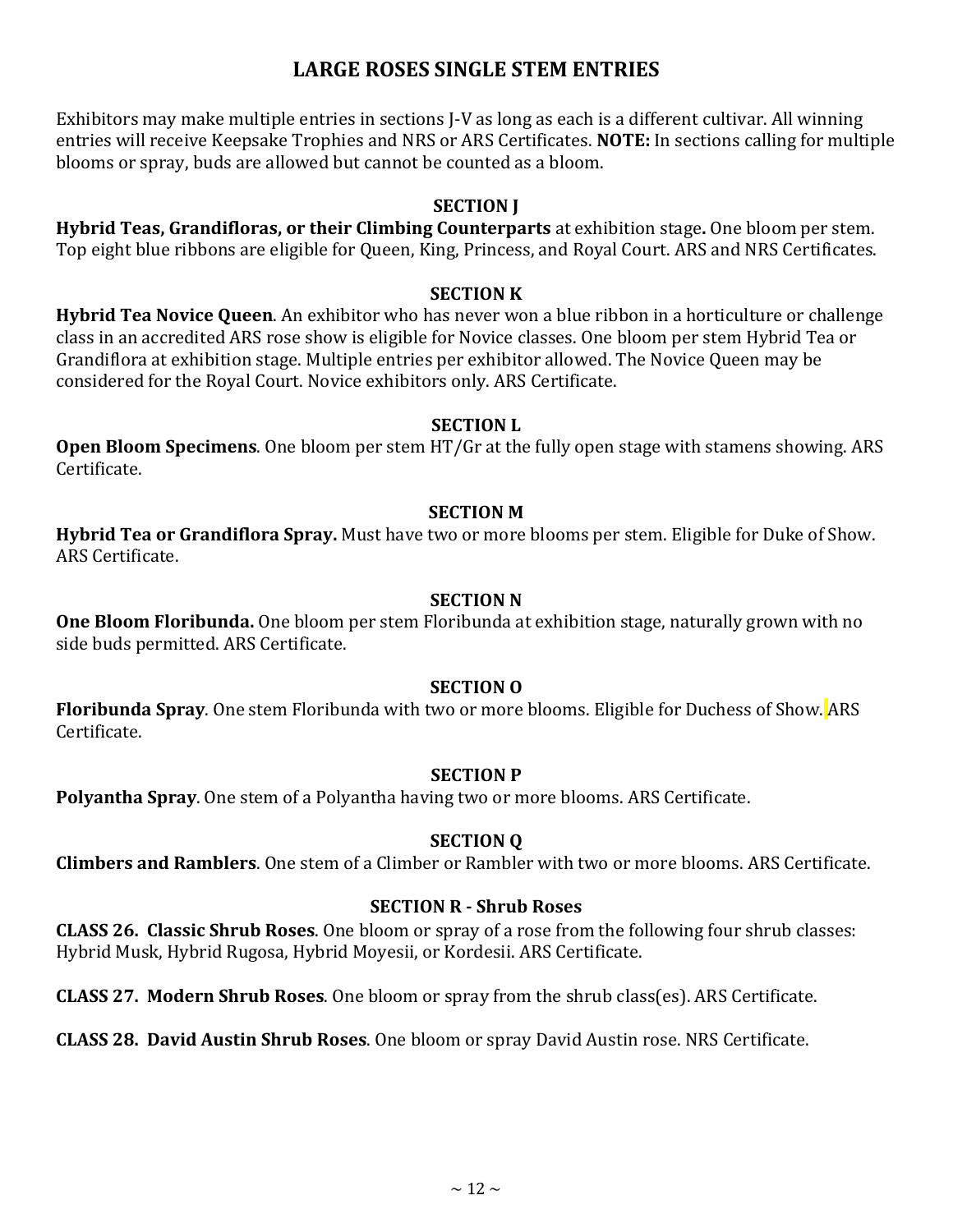## LARGE ROSES SINGLE STEM ENTRIES

Exhibitors may make multiple entries in sections J-V as long as each is a different cultivar. All winning entries will receive Keepsake Trophies and NRS or ARS Certificates. **NOTE:** In sections calling for multiple blooms or spray, buds are allowed but cannot be counted as a bloom.

### SECTION J

**Hybrid Teas, Grandifloras, or their Climbing Counterparts** at exhibition stage**.** One bloom per stem. Top eight blue ribbons are eligible for Queen, King, Princess, and Royal Court. ARS and NRS Certificates.

### SECTION K

**Hybrid Tea Novice Queen**. An exhibitor who has never won a blue ribbon in a horticulture or challenge class in an accredited ARS rose show is eligible for Novice classes. One bloom per stem Hybrid Tea or Grandiflora at exhibition stage. Multiple entries per exhibitor allowed. The Novice Queen may be considered for the Royal Court. Novice exhibitors only. ARS Certificate.

### SECTION L

**Open Bloom Specimens**. One bloom per stem HT/Gr at the fully open stage with stamens showing. ARS Certificate.

### SECTION M

**Hybrid Tea or Grandiflora Spray.** Must have two or more blooms per stem. Eligible for Duke of Show. ARS Certificate.

### SECTION N

**One Bloom Floribunda.** One bloom per stem Floribunda at exhibition stage, naturally grown with no side buds permitted. ARS Certificate.

### SECTION O

**Floribunda Spray**. One stem Floribunda with two or more blooms. Eligible for Duchess of Show. ARS Certificate.

### SECTION P

**Polyantha Spray**. One stem of a Polyantha having two or more blooms. ARS Certificate.

### SECTION Q

**Climbers and Ramblers**. One stem of a Climber or Rambler with two or more blooms. ARS Certificate.

### SECTION R - Shrub Roses

**CLASS 26. Classic Shrub Roses**. One bloom or spray of a rose from the following four shrub classes: Hybrid Musk, Hybrid Rugosa, Hybrid Moyesii, or Kordesii. ARS Certificate.

**CLASS 27. Modern Shrub Roses**. One bloom or spray from the shrub class(es). ARS Certificate.

**CLASS 28. David Austin Shrub Roses**. One bloom or spray David Austin rose. NRS Certificate.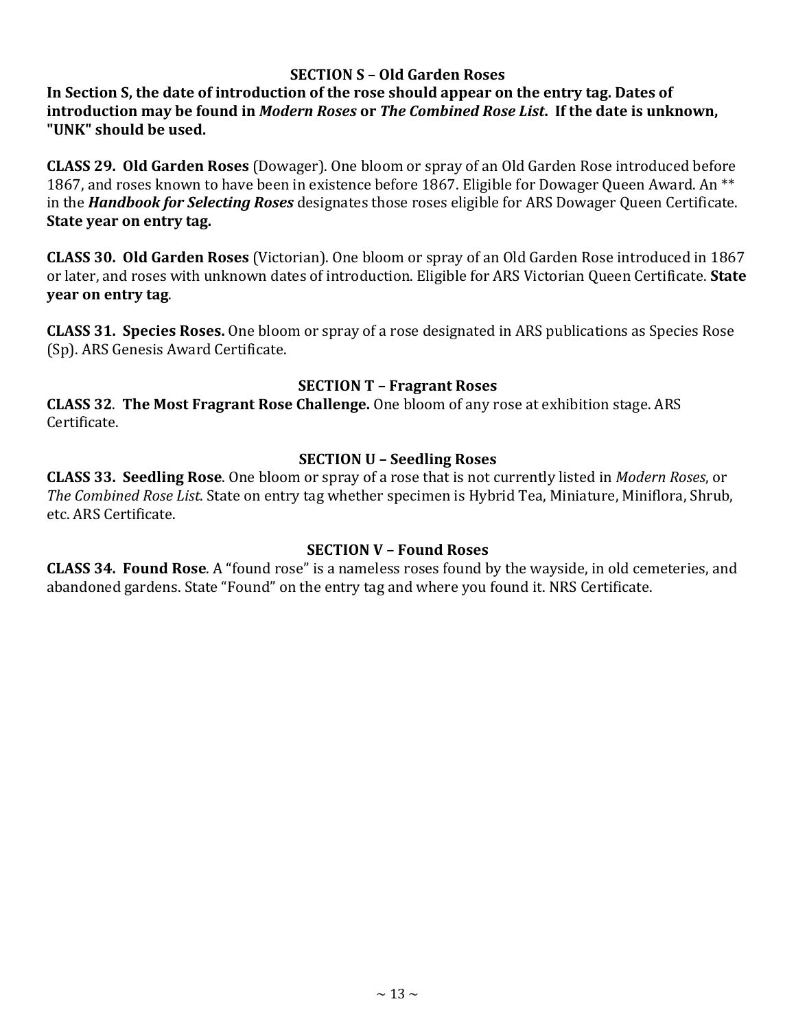## SECTION S – Old Garden Roses

**In Section S, the date of introduction of the rose should appear on the entry tag. Dates of introduction may be found in *Modern Roses* or *The Combined Rose List*. If the date is unknown, "UNK" should be used.**

**CLASS 29. Old Garden Roses** (Dowager). One bloom or spray of an Old Garden Rose introduced before 1867, and roses known to have been in existence before 1867. Eligible for Dowager Queen Award. An ** in the ***Handbook for Selecting Roses*** designates those roses eligible for ARS Dowager Queen Certificate. **State year on entry tag.**

**CLASS 30. Old Garden Roses** (Victorian). One bloom or spray of an Old Garden Rose introduced in 1867 or later, and roses with unknown dates of introduction. Eligible for ARS Victorian Queen Certificate. **State year on entry tag**.

**CLASS 31. Species Roses.** One bloom or spray of a rose designated in ARS publications as Species Rose (Sp). ARS Genesis Award Certificate.

## SECTION T – Fragrant Roses

**CLASS 32**. **The Most Fragrant Rose Challenge.** One bloom of any rose at exhibition stage. ARS Certificate.

## SECTION U – Seedling Roses

**CLASS 33. Seedling Rose**. One bloom or spray of a rose that is not currently listed in *Modern Roses*, or *The Combined Rose List*. State on entry tag whether specimen is Hybrid Tea, Miniature, Miniflora, Shrub, etc. ARS Certificate.

## SECTION V – Found Roses

**CLASS 34. Found Rose**. A "found rose" is a nameless roses found by the wayside, in old cemeteries, and abandoned gardens. State "Found" on the entry tag and where you found it. NRS Certificate.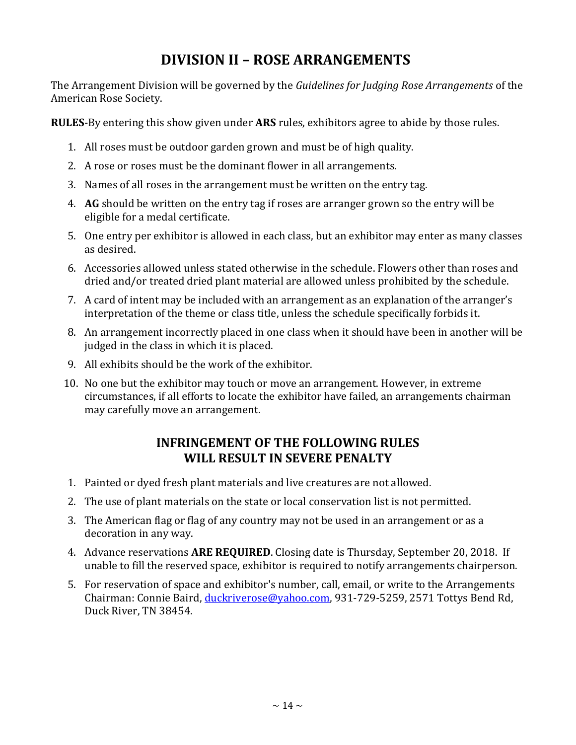# DIVISION II – ROSE ARRANGEMENTS

The Arrangement Division will be governed by the *Guidelines for Judging Rose Arrangements* of the American Rose Society.

**RULES**-By entering this show given under **ARS** rules, exhibitors agree to abide by those rules.

1. All roses must be outdoor garden grown and must be of high quality.
2. A rose or roses must be the dominant flower in all arrangements.
3. Names of all roses in the arrangement must be written on the entry tag.
4. **AG** should be written on the entry tag if roses are arranger grown so the entry will be eligible for a medal certificate.
5. One entry per exhibitor is allowed in each class, but an exhibitor may enter as many classes as desired.
6. Accessories allowed unless stated otherwise in the schedule. Flowers other than roses and dried and/or treated dried plant material are allowed unless prohibited by the schedule.
7. A card of intent may be included with an arrangement as an explanation of the arranger's interpretation of the theme or class title, unless the schedule specifically forbids it.
8. An arrangement incorrectly placed in one class when it should have been in another will be judged in the class in which it is placed.
9. All exhibits should be the work of the exhibitor.
10. No one but the exhibitor may touch or move an arrangement. However, in extreme circumstances, if all efforts to locate the exhibitor have failed, an arrangements chairman may carefully move an arrangement.

## INFRINGEMENT OF THE FOLLOWING RULES WILL RESULT IN SEVERE PENALTY

1. Painted or dyed fresh plant materials and live creatures are not allowed.
2. The use of plant materials on the state or local conservation list is not permitted.
3. The American flag or flag of any country may not be used in an arrangement or as a decoration in any way.
4. Advance reservations **ARE REQUIRED**. Closing date is Thursday, September 20, 2018. If unable to fill the reserved space, exhibitor is required to notify arrangements chairperson.
5. For reservation of space and exhibitor's number, call, email, or write to the Arrangements Chairman: Connie Baird, duckriverose@yahoo.com, 931-729-5259, 2571 Tottys Bend Rd, Duck River, TN 38454.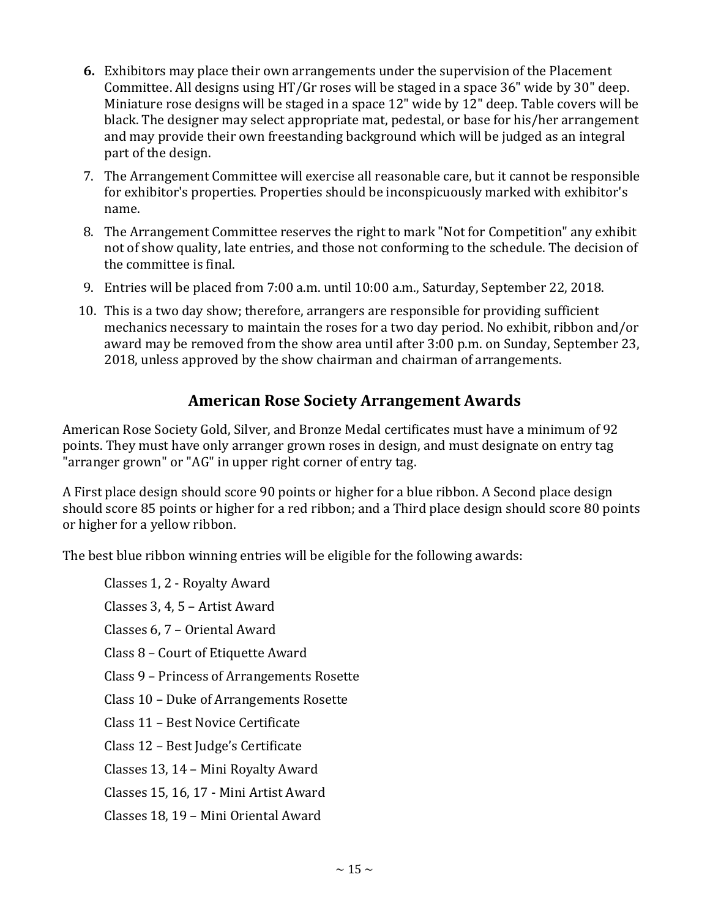6. **6.** Exhibitors may place their own arrangements under the supervision of the Placement Committee. All designs using HT/Gr roses will be staged in a space 36" wide by 30" deep. Miniature rose designs will be staged in a space 12" wide by 12" deep. Table covers will be black. The designer may select appropriate mat, pedestal, or base for his/her arrangement and may provide their own freestanding background which will be judged as an integral part of the design.
7. The Arrangement Committee will exercise all reasonable care, but it cannot be responsible for exhibitor's properties. Properties should be inconspicuously marked with exhibitor's name.
8. The Arrangement Committee reserves the right to mark "Not for Competition" any exhibit not of show quality, late entries, and those not conforming to the schedule. The decision of the committee is final.
9. Entries will be placed from 7:00 a.m. until 10:00 a.m., Saturday, September 22, 2018.
10. This is a two day show; therefore, arrangers are responsible for providing sufficient mechanics necessary to maintain the roses for a two day period. No exhibit, ribbon and/or award may be removed from the show area until after 3:00 p.m. on Sunday, September 23, 2018, unless approved by the show chairman and chairman of arrangements.

## American Rose Society Arrangement Awards

American Rose Society Gold, Silver, and Bronze Medal certificates must have a minimum of 92 points. They must have only arranger grown roses in design, and must designate on entry tag "arranger grown" or "AG" in upper right corner of entry tag.

A First place design should score 90 points or higher for a blue ribbon. A Second place design should score 85 points or higher for a red ribbon; and a Third place design should score 80 points or higher for a yellow ribbon.

The best blue ribbon winning entries will be eligible for the following awards:

Classes 1, 2 - Royalty Award

Classes 3, 4, 5 – Artist Award

Classes 6, 7 – Oriental Award

Class 8 – Court of Etiquette Award

Class 9 – Princess of Arrangements Rosette

Class 10 – Duke of Arrangements Rosette

Class 11 – Best Novice Certificate

Class 12 – Best Judge's Certificate

Classes 13, 14 – Mini Royalty Award

Classes 15, 16, 17 - Mini Artist Award

Classes 18, 19 – Mini Oriental Award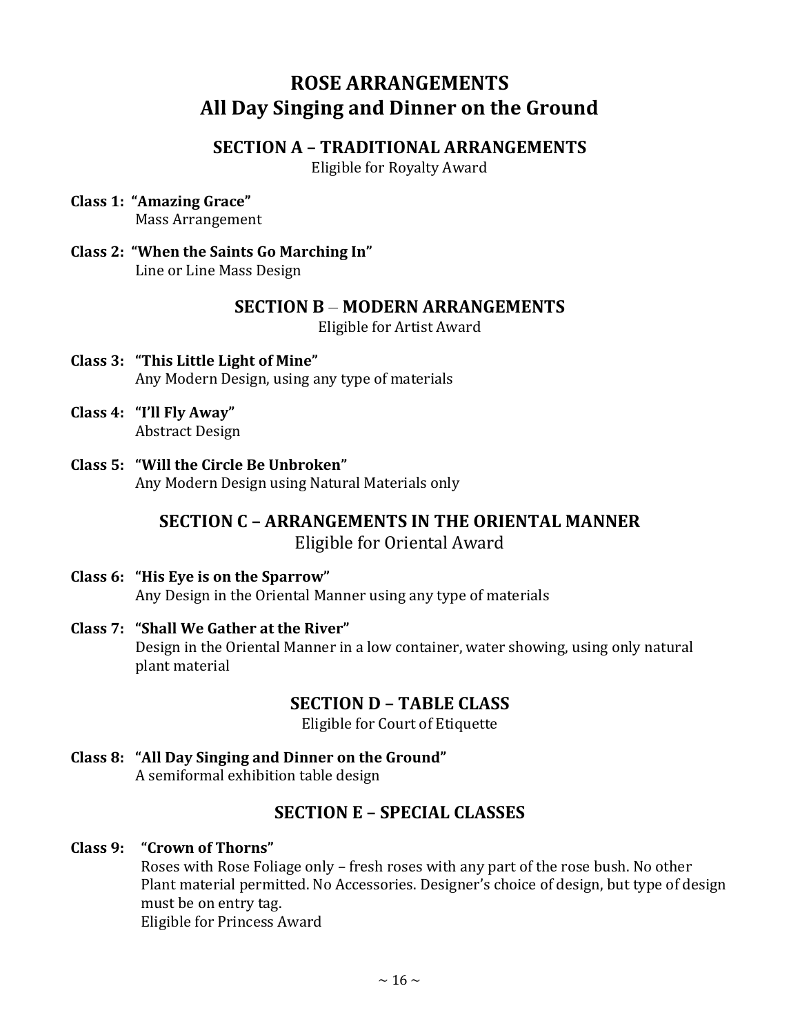# ROSE ARRANGEMENTS
# All Day Singing and Dinner on the Ground

## SECTION A – TRADITIONAL ARRANGEMENTS

Eligible for Royalty Award

**Class 1: "Amazing Grace"**
Mass Arrangement

**Class 2: "When the Saints Go Marching In"**
Line or Line Mass Design

## SECTION B – MODERN ARRANGEMENTS

Eligible for Artist Award

**Class 3: "This Little Light of Mine"**
Any Modern Design, using any type of materials

**Class 4: "I'll Fly Away"**
Abstract Design

**Class 5: "Will the Circle Be Unbroken"**
Any Modern Design using Natural Materials only

## SECTION C – ARRANGEMENTS IN THE ORIENTAL MANNER

Eligible for Oriental Award

**Class 6: "His Eye is on the Sparrow"**
Any Design in the Oriental Manner using any type of materials

**Class 7: "Shall We Gather at the River"**
Design in the Oriental Manner in a low container, water showing, using only natural plant material

## SECTION D – TABLE CLASS

Eligible for Court of Etiquette

**Class 8: "All Day Singing and Dinner on the Ground"**
A semiformal exhibition table design

## SECTION E – SPECIAL CLASSES

**Class 9: "Crown of Thorns"**
Roses with Rose Foliage only – fresh roses with any part of the rose bush. No other Plant material permitted. No Accessories. Designer's choice of design, but type of design must be on entry tag.
Eligible for Princess Award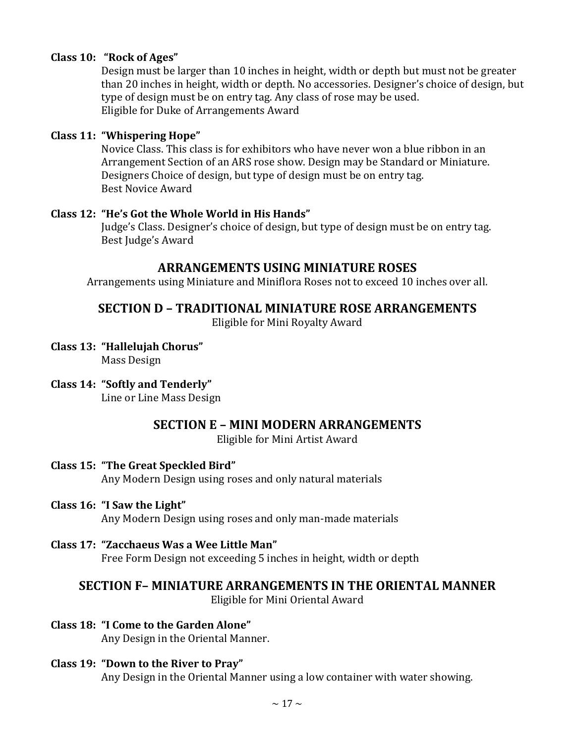**Class 10: "Rock of Ages"**

Design must be larger than 10 inches in height, width or depth but must not be greater than 20 inches in height, width or depth. No accessories. Designer's choice of design, but type of design must be on entry tag. Any class of rose may be used.
Eligible for Duke of Arrangements Award

**Class 11: "Whispering Hope"**

Novice Class. This class is for exhibitors who have never won a blue ribbon in an Arrangement Section of an ARS rose show. Design may be Standard or Miniature. Designers Choice of design, but type of design must be on entry tag.
Best Novice Award

**Class 12: "He's Got the Whole World in His Hands"**

Judge's Class. Designer's choice of design, but type of design must be on entry tag.
Best Judge's Award

## ARRANGEMENTS USING MINIATURE ROSES

Arrangements using Miniature and Miniflora Roses not to exceed 10 inches over all.

## SECTION D – TRADITIONAL MINIATURE ROSE ARRANGEMENTS

Eligible for Mini Royalty Award

**Class 13: "Hallelujah Chorus"**

Mass Design

**Class 14: "Softly and Tenderly"**

Line or Line Mass Design

## SECTION E – MINI MODERN ARRANGEMENTS

Eligible for Mini Artist Award

**Class 15: "The Great Speckled Bird"**

Any Modern Design using roses and only natural materials

**Class 16: "I Saw the Light"**

Any Modern Design using roses and only man-made materials

**Class 17: "Zacchaeus Was a Wee Little Man"**

Free Form Design not exceeding 5 inches in height, width or depth

## SECTION F– MINIATURE ARRANGEMENTS IN THE ORIENTAL MANNER

Eligible for Mini Oriental Award

**Class 18: "I Come to the Garden Alone"**

Any Design in the Oriental Manner.

**Class 19: "Down to the River to Pray"**

Any Design in the Oriental Manner using a low container with water showing.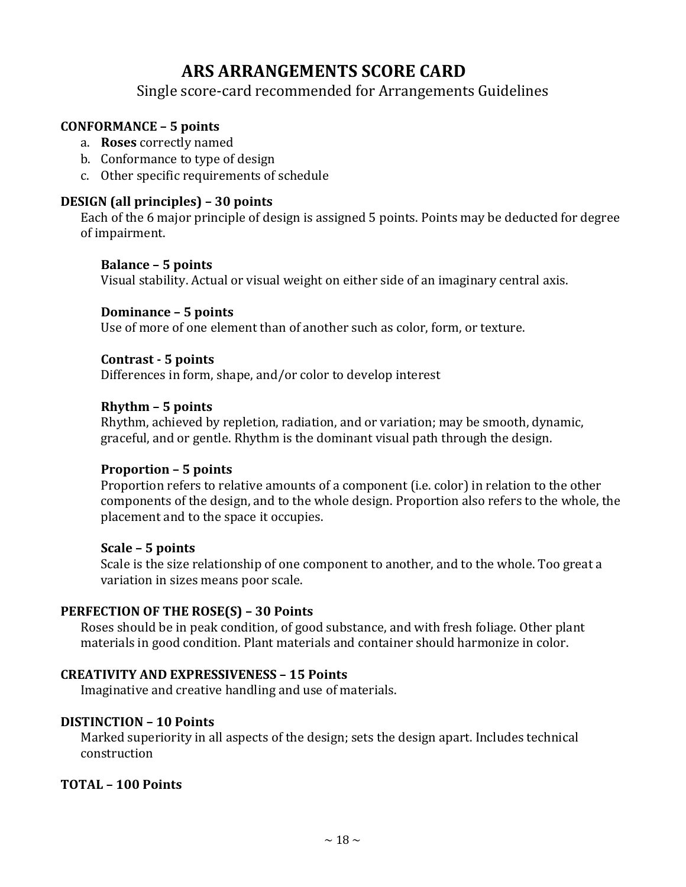# ARS ARRANGEMENTS SCORE CARD

Single score-card recommended for Arrangements Guidelines

**CONFORMANCE – 5 points**

a. **Roses** correctly named
b. Conformance to type of design
c. Other specific requirements of schedule

**DESIGN (all principles) – 30 points**

Each of the 6 major principle of design is assigned 5 points. Points may be deducted for degree of impairment.

**Balance – 5 points**
Visual stability. Actual or visual weight on either side of an imaginary central axis.

**Dominance – 5 points**
Use of more of one element than of another such as color, form, or texture.

**Contrast - 5 points**
Differences in form, shape, and/or color to develop interest

**Rhythm – 5 points**
Rhythm, achieved by repletion, radiation, and or variation; may be smooth, dynamic, graceful, and or gentle. Rhythm is the dominant visual path through the design.

**Proportion – 5 points**
Proportion refers to relative amounts of a component (i.e. color) in relation to the other components of the design, and to the whole design. Proportion also refers to the whole, the placement and to the space it occupies.

**Scale – 5 points**
Scale is the size relationship of one component to another, and to the whole. Too great a variation in sizes means poor scale.

**PERFECTION OF THE ROSE(S) – 30 Points**

Roses should be in peak condition, of good substance, and with fresh foliage. Other plant materials in good condition. Plant materials and container should harmonize in color.

**CREATIVITY AND EXPRESSIVENESS – 15 Points**

Imaginative and creative handling and use of materials.

**DISTINCTION – 10 Points**

Marked superiority in all aspects of the design; sets the design apart. Includes technical construction

**TOTAL – 100 Points**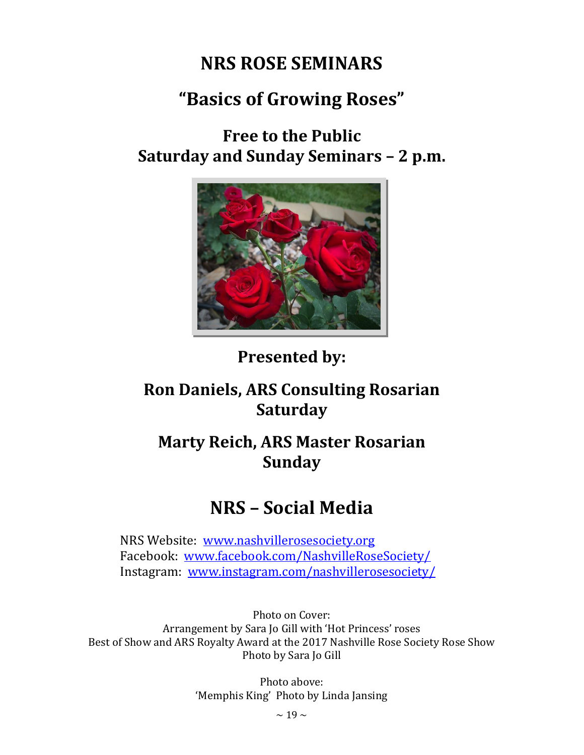# NRS ROSE SEMINARS

## "Basics of Growing Roses"

### Free to the Public
### Saturday and Sunday Seminars – 2 p.m.

### Presented by:

### Ron Daniels, ARS Consulting Rosarian
### Saturday

### Marty Reich, ARS Master Rosarian
### Sunday

## NRS – Social Media

NRS Website: [www.nashvillerosesociety.org](http://www.nashvillerosesociety.org)
Facebook: [www.facebook.com/NashvilleRoseSociety/](http://www.facebook.com/NashvilleRoseSociety/)
Instagram: [www.instagram.com/nashvillerosesociety/](http://www.instagram.com/nashvillerosesociety/)

Photo on Cover:
Arrangement by Sara Jo Gill with 'Hot Princess' roses
Best of Show and ARS Royalty Award at the 2017 Nashville Rose Society Rose Show
Photo by Sara Jo Gill

Photo above:
'Memphis King' Photo by Linda Jansing